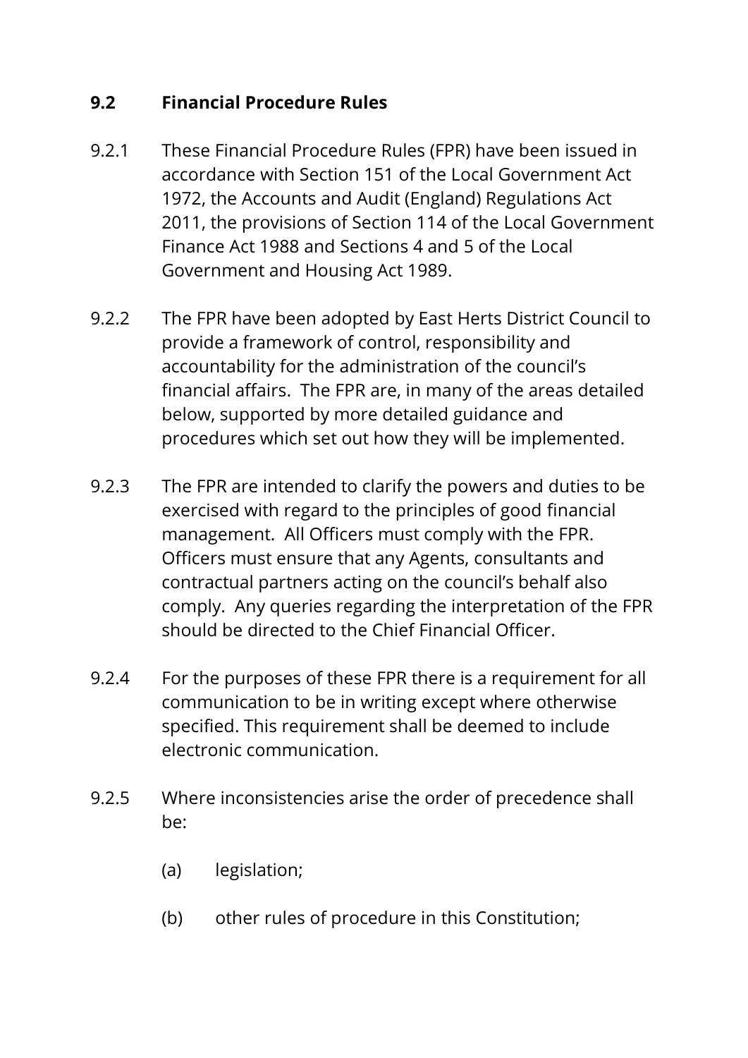## 9.2 Financial Procedure Rules

9.2.1 These Financial Procedure Rules (FPR) have been issued in accordance with Section 151 of the Local Government Act 1972, the Accounts and Audit (England) Regulations Act 2011, the provisions of Section 114 of the Local Government Finance Act 1988 and Sections 4 and 5 of the Local Government and Housing Act 1989.

9.2.2 The FPR have been adopted by East Herts District Council to provide a framework of control, responsibility and accountability for the administration of the council's financial affairs. The FPR are, in many of the areas detailed below, supported by more detailed guidance and procedures which set out how they will be implemented.

9.2.3 The FPR are intended to clarify the powers and duties to be exercised with regard to the principles of good financial management. All Officers must comply with the FPR. Officers must ensure that any Agents, consultants and contractual partners acting on the council's behalf also comply. Any queries regarding the interpretation of the FPR should be directed to the Chief Financial Officer.

9.2.4 For the purposes of these FPR there is a requirement for all communication to be in writing except where otherwise specified. This requirement shall be deemed to include electronic communication.

9.2.5 Where inconsistencies arise the order of precedence shall be:

(a) legislation;

(b) other rules of procedure in this Constitution;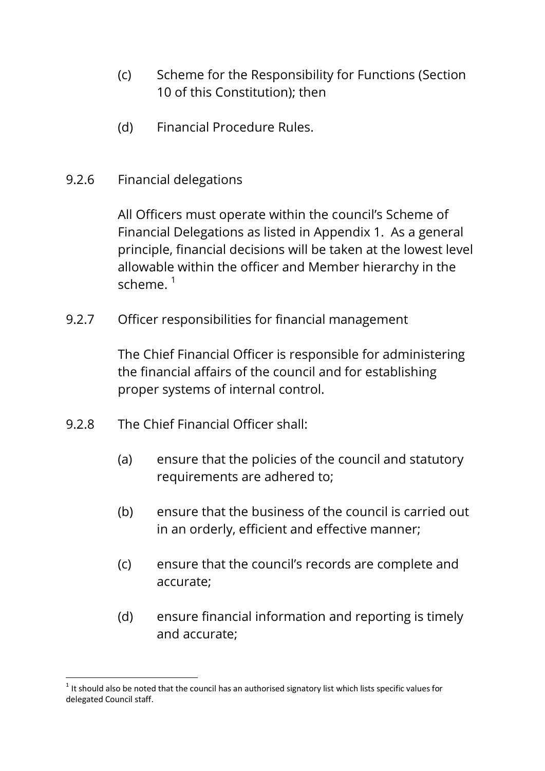(c) Scheme for the Responsibility for Functions (Section 10 of this Constitution); then

(d) Financial Procedure Rules.

9.2.6 Financial delegations

All Officers must operate within the council's Scheme of Financial Delegations as listed in Appendix 1. As a general principle, financial decisions will be taken at the lowest level allowable within the officer and Member hierarchy in the scheme. [1]

9.2.7 Officer responsibilities for financial management

The Chief Financial Officer is responsible for administering the financial affairs of the council and for establishing proper systems of internal control.

9.2.8 The Chief Financial Officer shall:

(a) ensure that the policies of the council and statutory requirements are adhered to;

(b) ensure that the business of the council is carried out in an orderly, efficient and effective manner;

(c) ensure that the council's records are complete and accurate;

(d) ensure financial information and reporting is timely and accurate;

[1] It should also be noted that the council has an authorised signatory list which lists specific values for delegated Council staff.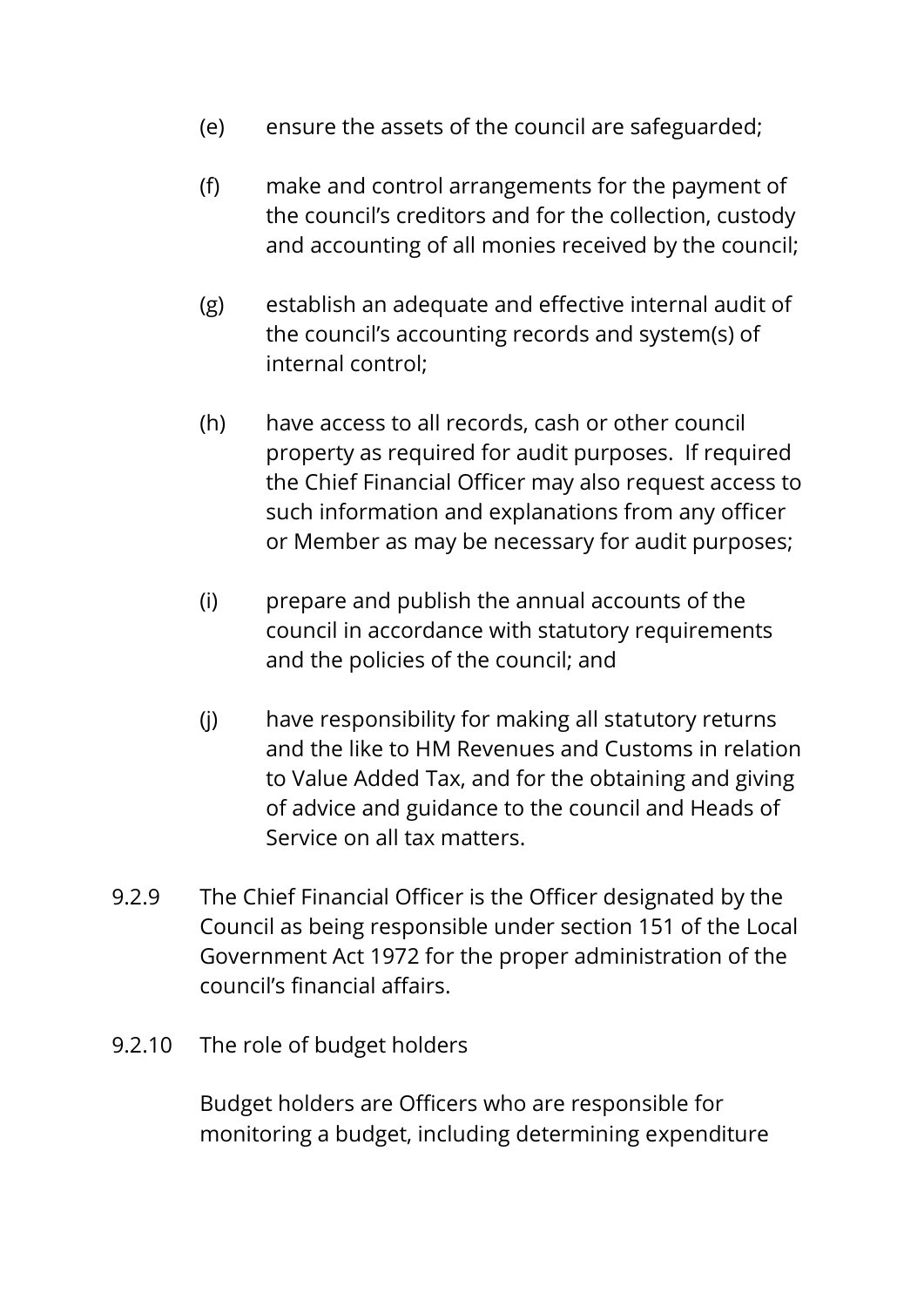(e) ensure the assets of the council are safeguarded;

(f) make and control arrangements for the payment of the council's creditors and for the collection, custody and accounting of all monies received by the council;

(g) establish an adequate and effective internal audit of the council's accounting records and system(s) of internal control;

(h) have access to all records, cash or other council property as required for audit purposes. If required the Chief Financial Officer may also request access to such information and explanations from any officer or Member as may be necessary for audit purposes;

(i) prepare and publish the annual accounts of the council in accordance with statutory requirements and the policies of the council; and

(j) have responsibility for making all statutory returns and the like to HM Revenues and Customs in relation to Value Added Tax, and for the obtaining and giving of advice and guidance to the council and Heads of Service on all tax matters.

9.2.9 The Chief Financial Officer is the Officer designated by the Council as being responsible under section 151 of the Local Government Act 1972 for the proper administration of the council's financial affairs.

9.2.10 The role of budget holders

Budget holders are Officers who are responsible for monitoring a budget, including determining expenditure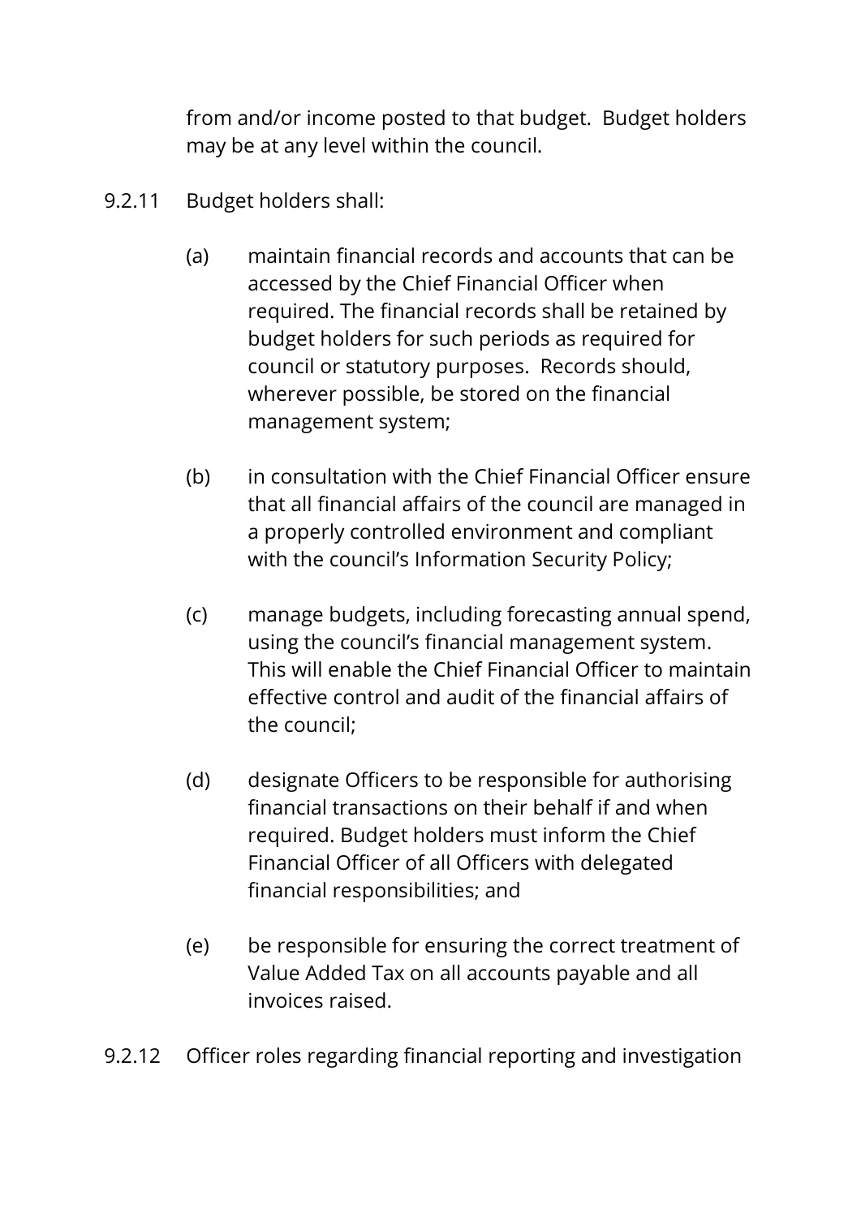from and/or income posted to that budget. Budget holders may be at any level within the council.

9.2.11 Budget holders shall:

(a) maintain financial records and accounts that can be accessed by the Chief Financial Officer when required. The financial records shall be retained by budget holders for such periods as required for council or statutory purposes. Records should, wherever possible, be stored on the financial management system;

(b) in consultation with the Chief Financial Officer ensure that all financial affairs of the council are managed in a properly controlled environment and compliant with the council's Information Security Policy;

(c) manage budgets, including forecasting annual spend, using the council's financial management system. This will enable the Chief Financial Officer to maintain effective control and audit of the financial affairs of the council;

(d) designate Officers to be responsible for authorising financial transactions on their behalf if and when required. Budget holders must inform the Chief Financial Officer of all Officers with delegated financial responsibilities; and

(e) be responsible for ensuring the correct treatment of Value Added Tax on all accounts payable and all invoices raised.

9.2.12 Officer roles regarding financial reporting and investigation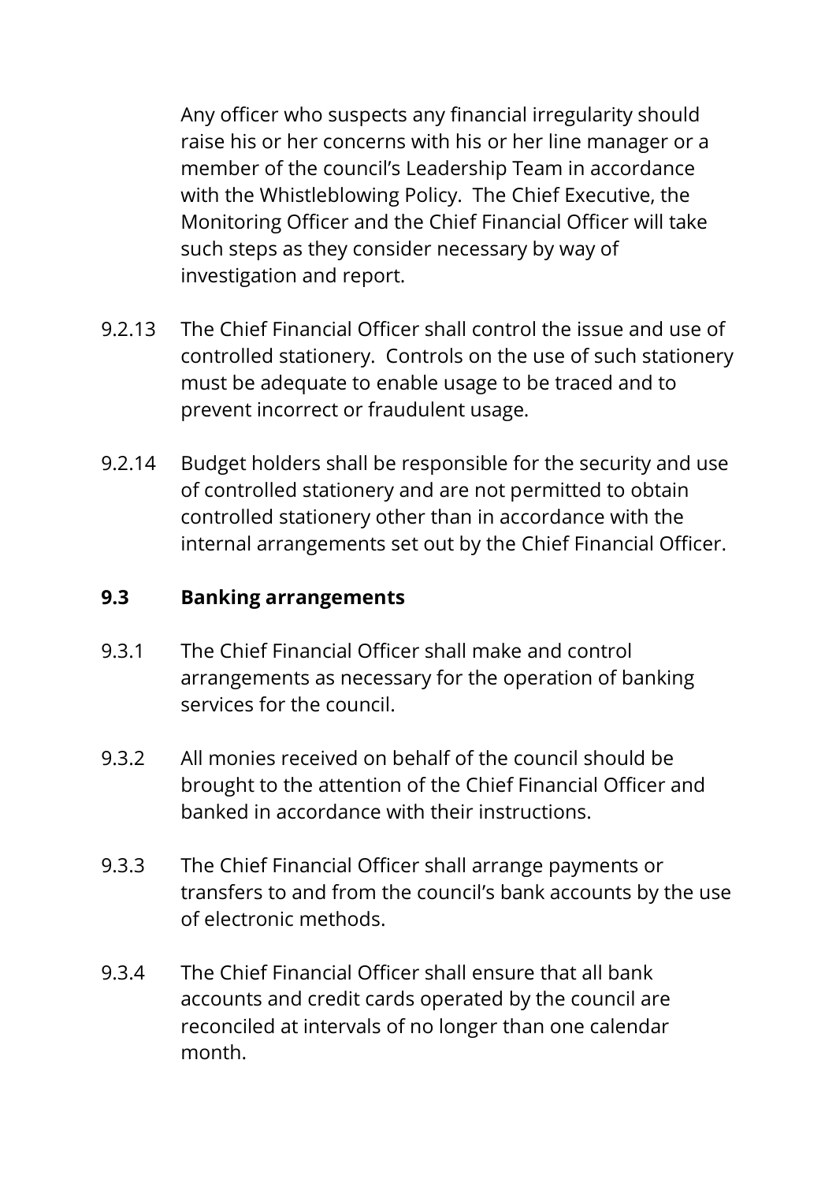Any officer who suspects any financial irregularity should raise his or her concerns with his or her line manager or a member of the council's Leadership Team in accordance with the Whistleblowing Policy. The Chief Executive, the Monitoring Officer and the Chief Financial Officer will take such steps as they consider necessary by way of investigation and report.

9.2.13 The Chief Financial Officer shall control the issue and use of controlled stationery. Controls on the use of such stationery must be adequate to enable usage to be traced and to prevent incorrect or fraudulent usage.

9.2.14 Budget holders shall be responsible for the security and use of controlled stationery and are not permitted to obtain controlled stationery other than in accordance with the internal arrangements set out by the Chief Financial Officer.

### 9.3 Banking arrangements

9.3.1 The Chief Financial Officer shall make and control arrangements as necessary for the operation of banking services for the council.

9.3.2 All monies received on behalf of the council should be brought to the attention of the Chief Financial Officer and banked in accordance with their instructions.

9.3.3 The Chief Financial Officer shall arrange payments or transfers to and from the council's bank accounts by the use of electronic methods.

9.3.4 The Chief Financial Officer shall ensure that all bank accounts and credit cards operated by the council are reconciled at intervals of no longer than one calendar month.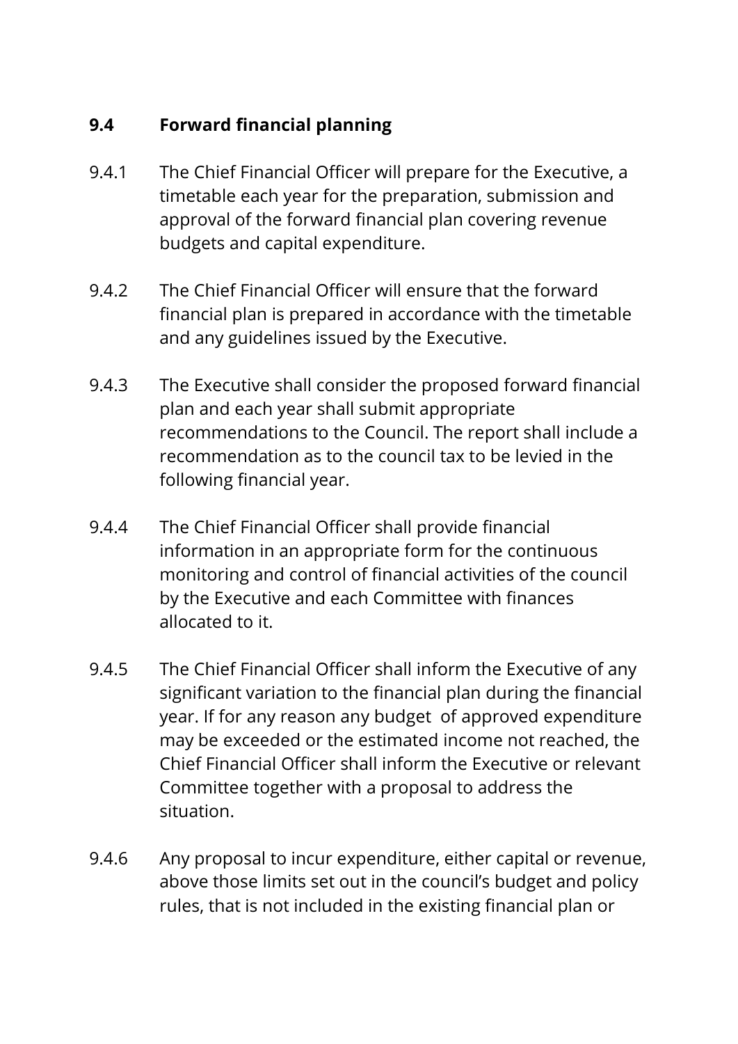### 9.4 Forward financial planning

9.4.1 The Chief Financial Officer will prepare for the Executive, a timetable each year for the preparation, submission and approval of the forward financial plan covering revenue budgets and capital expenditure.

9.4.2 The Chief Financial Officer will ensure that the forward financial plan is prepared in accordance with the timetable and any guidelines issued by the Executive.

9.4.3 The Executive shall consider the proposed forward financial plan and each year shall submit appropriate recommendations to the Council. The report shall include a recommendation as to the council tax to be levied in the following financial year.

9.4.4 The Chief Financial Officer shall provide financial information in an appropriate form for the continuous monitoring and control of financial activities of the council by the Executive and each Committee with finances allocated to it.

9.4.5 The Chief Financial Officer shall inform the Executive of any significant variation to the financial plan during the financial year. If for any reason any budget of approved expenditure may be exceeded or the estimated income not reached, the Chief Financial Officer shall inform the Executive or relevant Committee together with a proposal to address the situation.

9.4.6 Any proposal to incur expenditure, either capital or revenue, above those limits set out in the council's budget and policy rules, that is not included in the existing financial plan or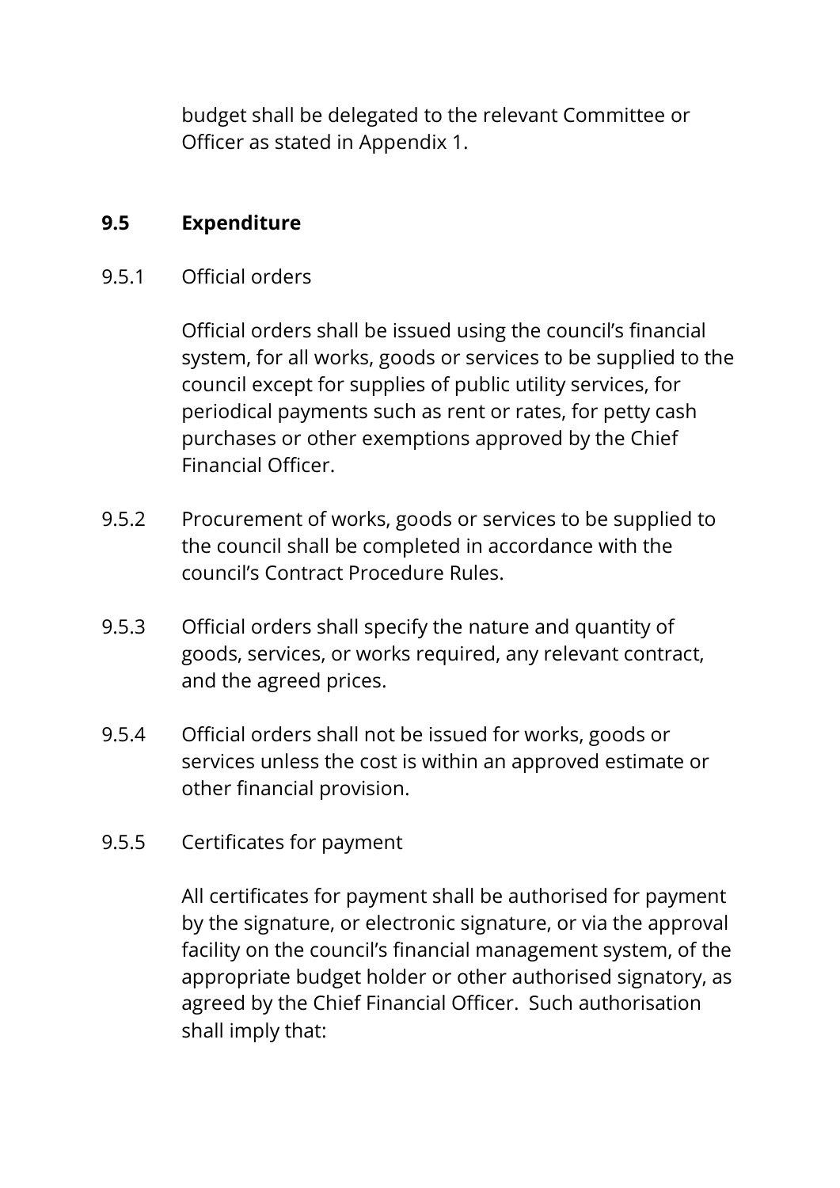budget shall be delegated to the relevant Committee or Officer as stated in Appendix 1.

**9.5 Expenditure**

9.5.1 Official orders

Official orders shall be issued using the council's financial system, for all works, goods or services to be supplied to the council except for supplies of public utility services, for periodical payments such as rent or rates, for petty cash purchases or other exemptions approved by the Chief Financial Officer.

9.5.2 Procurement of works, goods or services to be supplied to the council shall be completed in accordance with the council's Contract Procedure Rules.

9.5.3 Official orders shall specify the nature and quantity of goods, services, or works required, any relevant contract, and the agreed prices.

9.5.4 Official orders shall not be issued for works, goods or services unless the cost is within an approved estimate or other financial provision.

9.5.5 Certificates for payment

All certificates for payment shall be authorised for payment by the signature, or electronic signature, or via the approval facility on the council's financial management system, of the appropriate budget holder or other authorised signatory, as agreed by the Chief Financial Officer. Such authorisation shall imply that: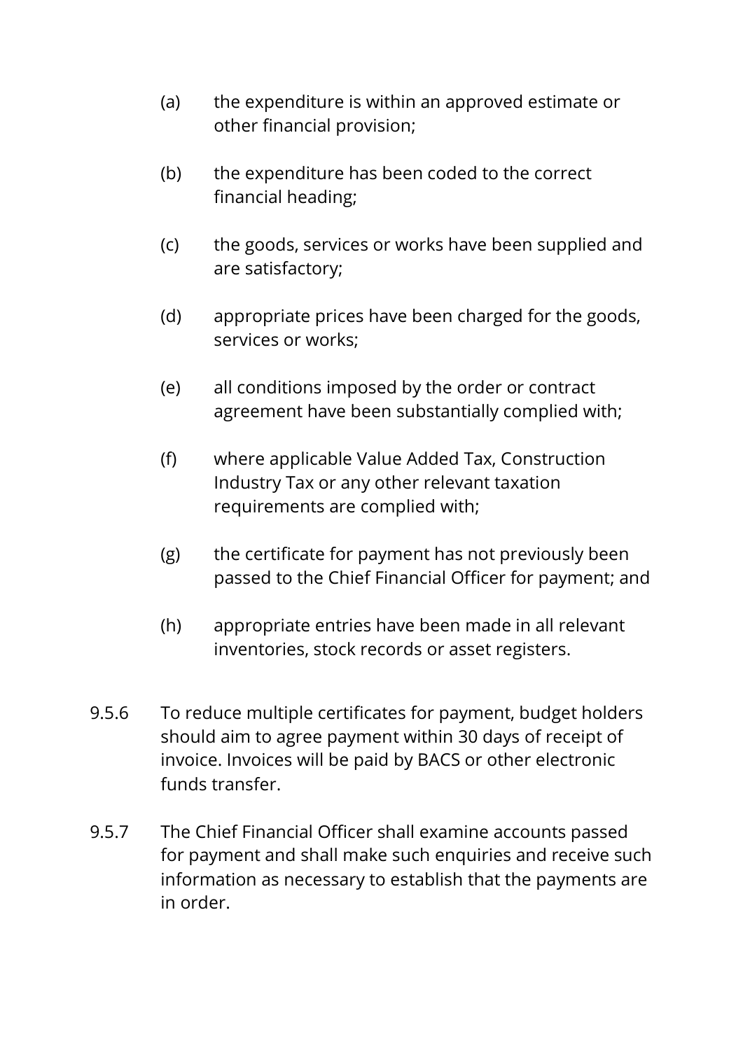(a) the expenditure is within an approved estimate or other financial provision;

(b) the expenditure has been coded to the correct financial heading;

(c) the goods, services or works have been supplied and are satisfactory;

(d) appropriate prices have been charged for the goods, services or works;

(e) all conditions imposed by the order or contract agreement have been substantially complied with;

(f) where applicable Value Added Tax, Construction Industry Tax or any other relevant taxation requirements are complied with;

(g) the certificate for payment has not previously been passed to the Chief Financial Officer for payment; and

(h) appropriate entries have been made in all relevant inventories, stock records or asset registers.

9.5.6 To reduce multiple certificates for payment, budget holders should aim to agree payment within 30 days of receipt of invoice. Invoices will be paid by BACS or other electronic funds transfer.

9.5.7 The Chief Financial Officer shall examine accounts passed for payment and shall make such enquiries and receive such information as necessary to establish that the payments are in order.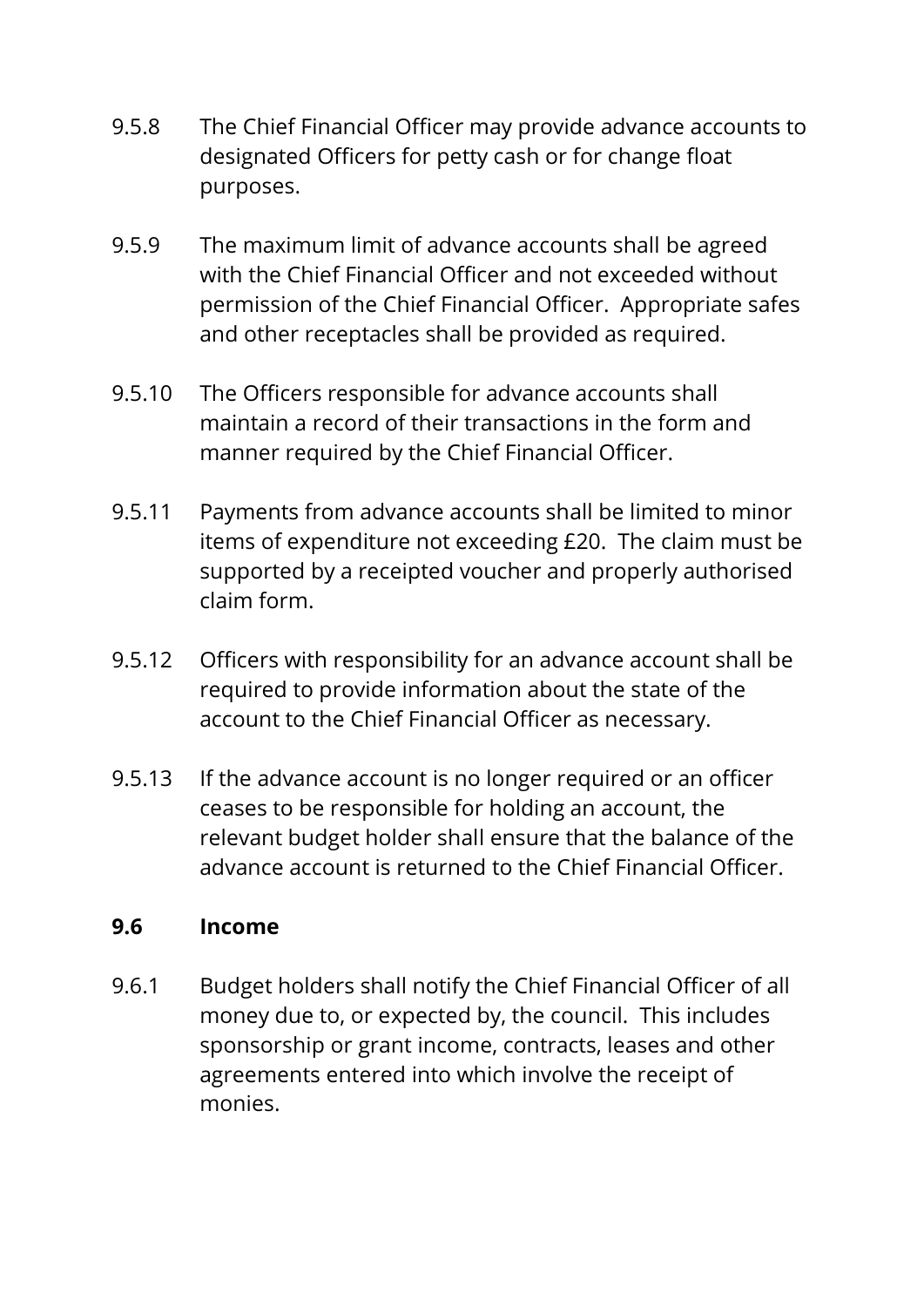9.5.8 The Chief Financial Officer may provide advance accounts to designated Officers for petty cash or for change float purposes.

9.5.9 The maximum limit of advance accounts shall be agreed with the Chief Financial Officer and not exceeded without permission of the Chief Financial Officer. Appropriate safes and other receptacles shall be provided as required.

9.5.10 The Officers responsible for advance accounts shall maintain a record of their transactions in the form and manner required by the Chief Financial Officer.

9.5.11 Payments from advance accounts shall be limited to minor items of expenditure not exceeding £20. The claim must be supported by a receipted voucher and properly authorised claim form.

9.5.12 Officers with responsibility for an advance account shall be required to provide information about the state of the account to the Chief Financial Officer as necessary.

9.5.13 If the advance account is no longer required or an officer ceases to be responsible for holding an account, the relevant budget holder shall ensure that the balance of the advance account is returned to the Chief Financial Officer.

### 9.6 Income

9.6.1 Budget holders shall notify the Chief Financial Officer of all money due to, or expected by, the council. This includes sponsorship or grant income, contracts, leases and other agreements entered into which involve the receipt of monies.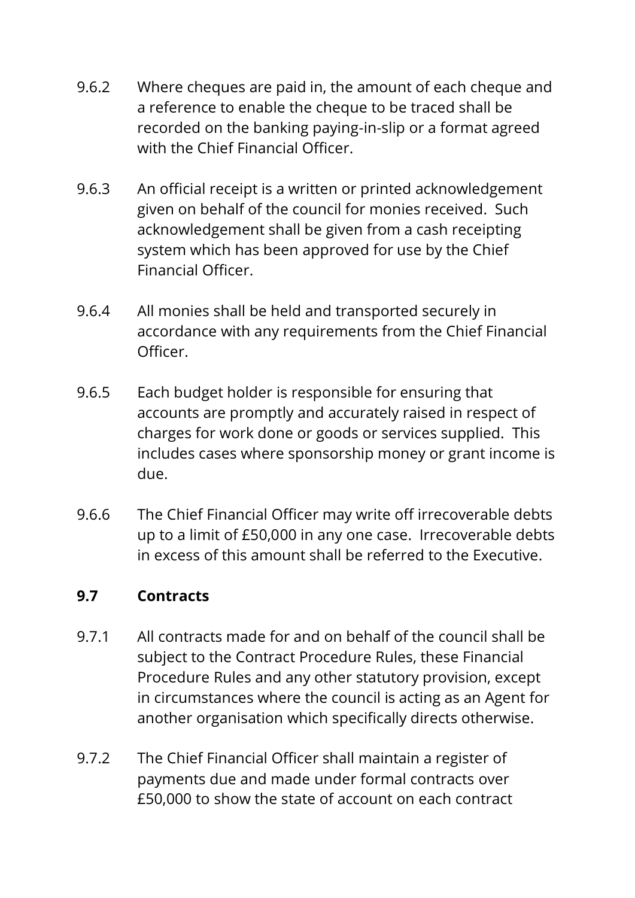9.6.2 Where cheques are paid in, the amount of each cheque and a reference to enable the cheque to be traced shall be recorded on the banking paying-in-slip or a format agreed with the Chief Financial Officer.

9.6.3 An official receipt is a written or printed acknowledgement given on behalf of the council for monies received. Such acknowledgement shall be given from a cash receipting system which has been approved for use by the Chief Financial Officer.

9.6.4 All monies shall be held and transported securely in accordance with any requirements from the Chief Financial Officer.

9.6.5 Each budget holder is responsible for ensuring that accounts are promptly and accurately raised in respect of charges for work done or goods or services supplied. This includes cases where sponsorship money or grant income is due.

9.6.6 The Chief Financial Officer may write off irrecoverable debts up to a limit of £50,000 in any one case. Irrecoverable debts in excess of this amount shall be referred to the Executive.

### 9.7 Contracts

9.7.1 All contracts made for and on behalf of the council shall be subject to the Contract Procedure Rules, these Financial Procedure Rules and any other statutory provision, except in circumstances where the council is acting as an Agent for another organisation which specifically directs otherwise.

9.7.2 The Chief Financial Officer shall maintain a register of payments due and made under formal contracts over £50,000 to show the state of account on each contract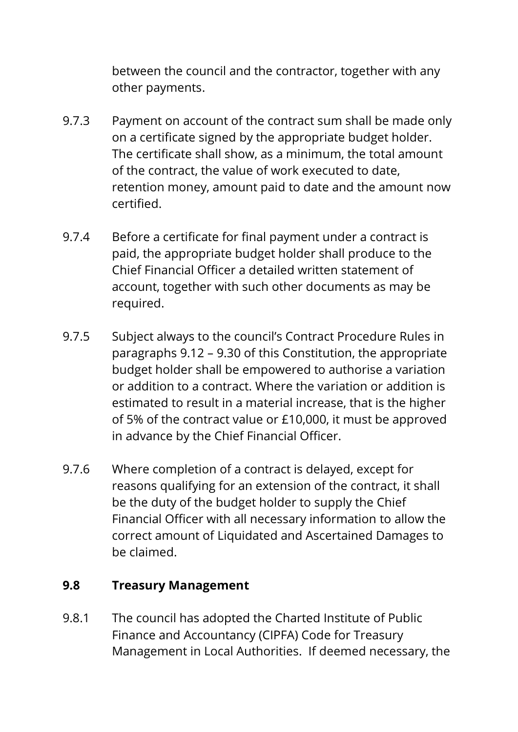between the council and the contractor, together with any other payments.

9.7.3 Payment on account of the contract sum shall be made only on a certificate signed by the appropriate budget holder. The certificate shall show, as a minimum, the total amount of the contract, the value of work executed to date, retention money, amount paid to date and the amount now certified.

9.7.4 Before a certificate for final payment under a contract is paid, the appropriate budget holder shall produce to the Chief Financial Officer a detailed written statement of account, together with such other documents as may be required.

9.7.5 Subject always to the council's Contract Procedure Rules in paragraphs 9.12 – 9.30 of this Constitution, the appropriate budget holder shall be empowered to authorise a variation or addition to a contract. Where the variation or addition is estimated to result in a material increase, that is the higher of 5% of the contract value or £10,000, it must be approved in advance by the Chief Financial Officer.

9.7.6 Where completion of a contract is delayed, except for reasons qualifying for an extension of the contract, it shall be the duty of the budget holder to supply the Chief Financial Officer with all necessary information to allow the correct amount of Liquidated and Ascertained Damages to be claimed.

### 9.8 Treasury Management

9.8.1 The council has adopted the Charted Institute of Public Finance and Accountancy (CIPFA) Code for Treasury Management in Local Authorities. If deemed necessary, the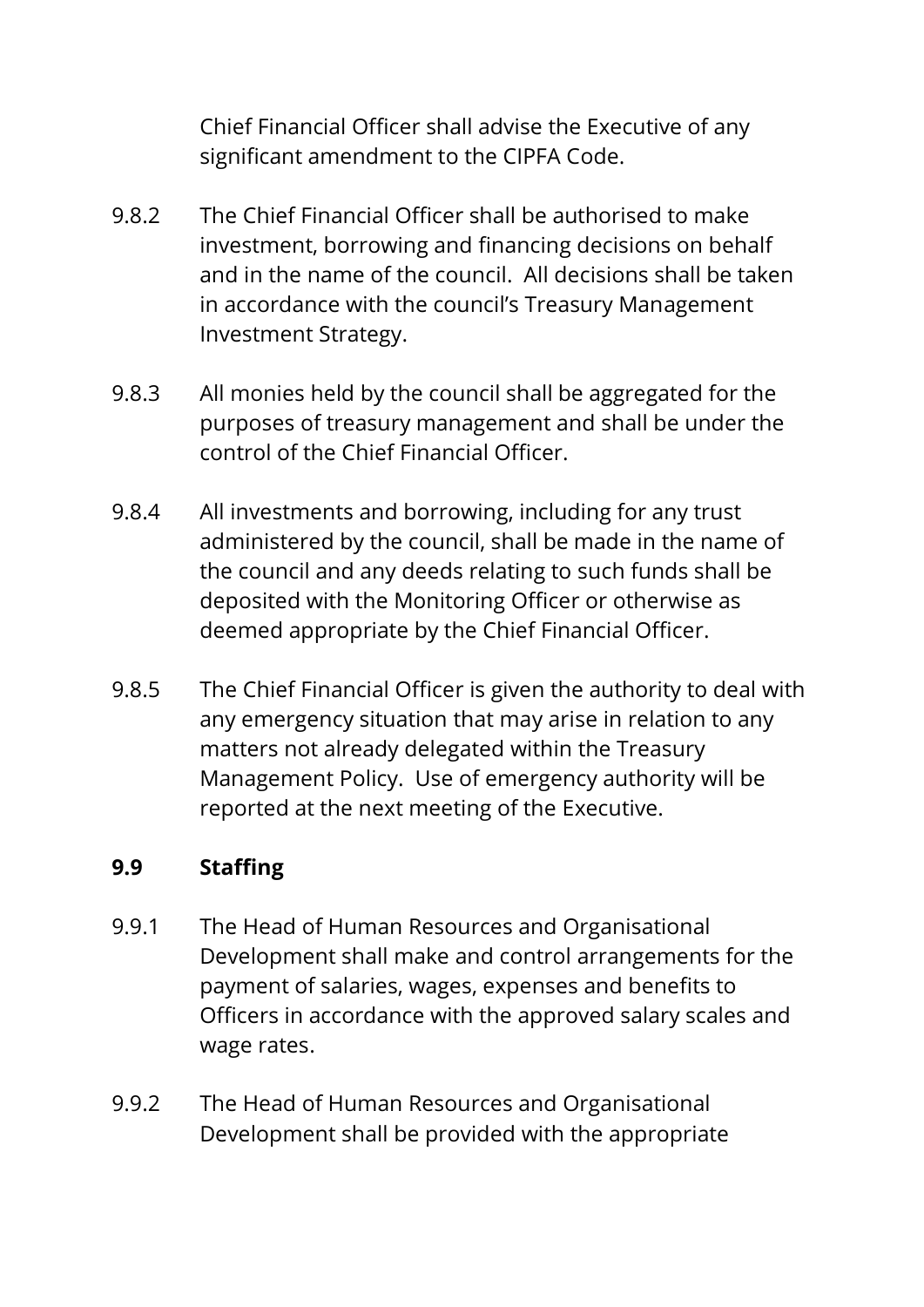Chief Financial Officer shall advise the Executive of any significant amendment to the CIPFA Code.

9.8.2 The Chief Financial Officer shall be authorised to make investment, borrowing and financing decisions on behalf and in the name of the council. All decisions shall be taken in accordance with the council's Treasury Management Investment Strategy.

9.8.3 All monies held by the council shall be aggregated for the purposes of treasury management and shall be under the control of the Chief Financial Officer.

9.8.4 All investments and borrowing, including for any trust administered by the council, shall be made in the name of the council and any deeds relating to such funds shall be deposited with the Monitoring Officer or otherwise as deemed appropriate by the Chief Financial Officer.

9.8.5 The Chief Financial Officer is given the authority to deal with any emergency situation that may arise in relation to any matters not already delegated within the Treasury Management Policy. Use of emergency authority will be reported at the next meeting of the Executive.

### 9.9 Staffing

9.9.1 The Head of Human Resources and Organisational Development shall make and control arrangements for the payment of salaries, wages, expenses and benefits to Officers in accordance with the approved salary scales and wage rates.

9.9.2 The Head of Human Resources and Organisational Development shall be provided with the appropriate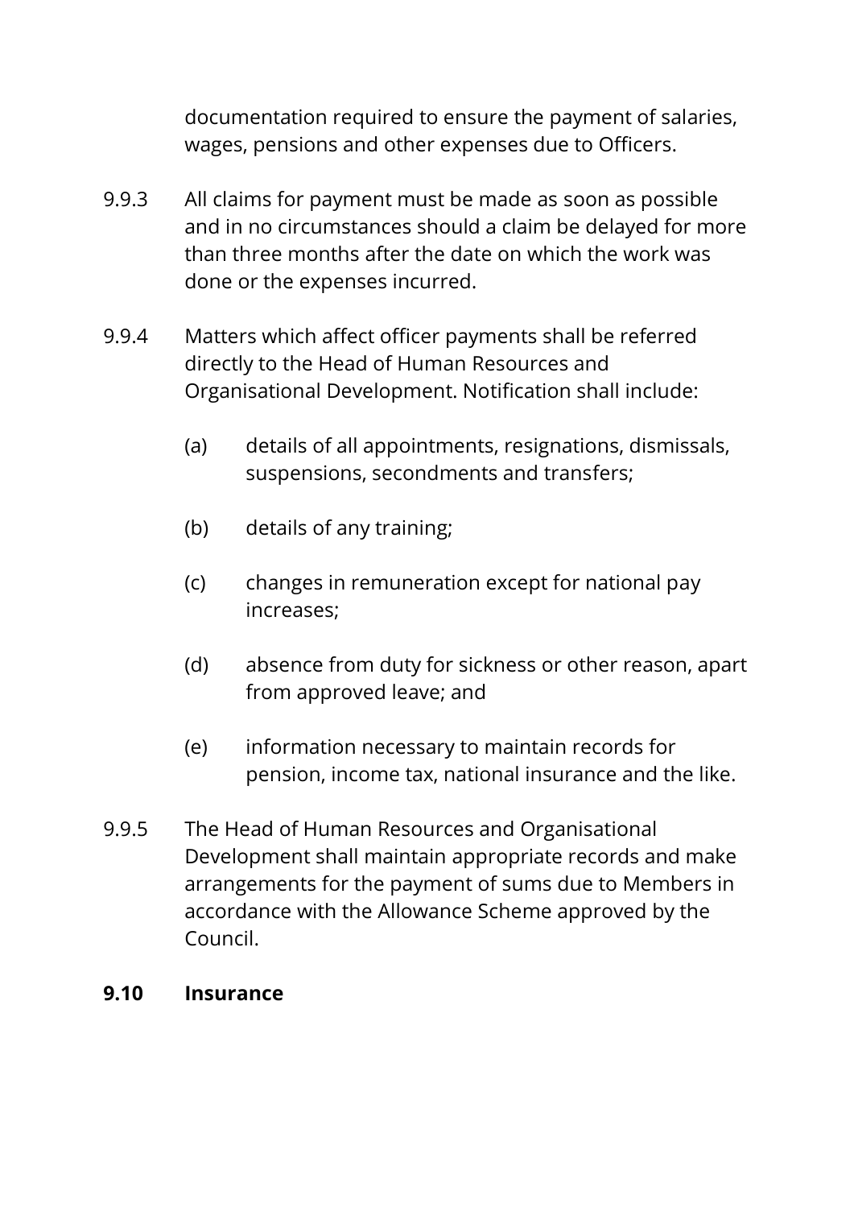documentation required to ensure the payment of salaries, wages, pensions and other expenses due to Officers.

9.9.3 All claims for payment must be made as soon as possible and in no circumstances should a claim be delayed for more than three months after the date on which the work was done or the expenses incurred.

9.9.4 Matters which affect officer payments shall be referred directly to the Head of Human Resources and Organisational Development. Notification shall include:

(a) details of all appointments, resignations, dismissals, suspensions, secondments and transfers;

(b) details of any training;

(c) changes in remuneration except for national pay increases;

(d) absence from duty for sickness or other reason, apart from approved leave; and

(e) information necessary to maintain records for pension, income tax, national insurance and the like.

9.9.5 The Head of Human Resources and Organisational Development shall maintain appropriate records and make arrangements for the payment of sums due to Members in accordance with the Allowance Scheme approved by the Council.

**9.10 Insurance**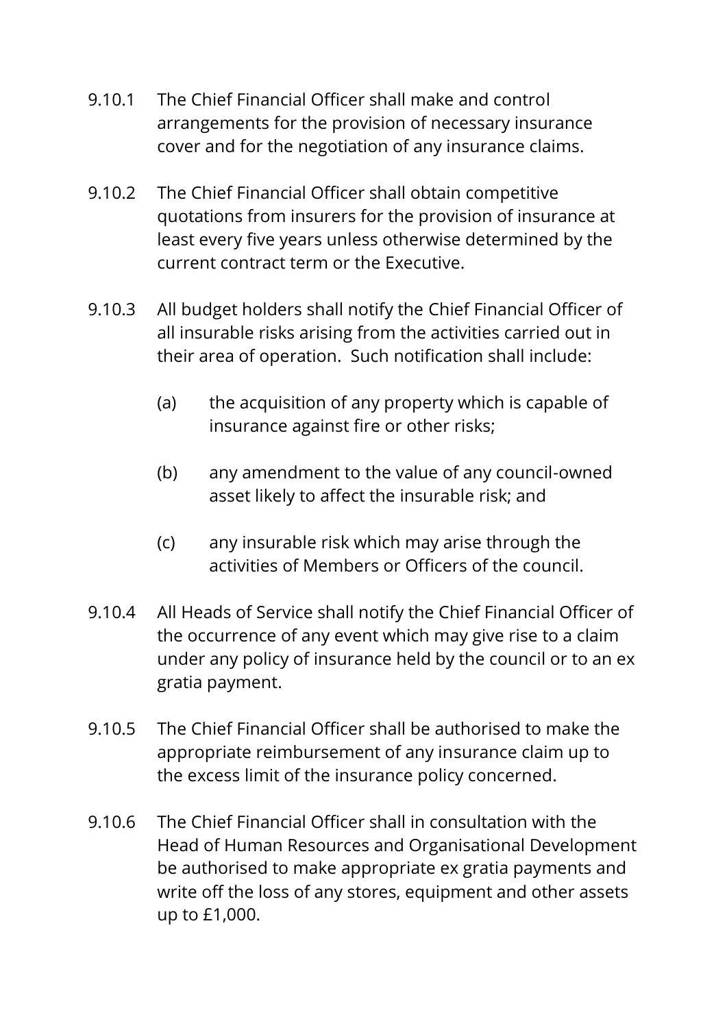9.10.1 The Chief Financial Officer shall make and control arrangements for the provision of necessary insurance cover and for the negotiation of any insurance claims.

9.10.2 The Chief Financial Officer shall obtain competitive quotations from insurers for the provision of insurance at least every five years unless otherwise determined by the current contract term or the Executive.

9.10.3 All budget holders shall notify the Chief Financial Officer of all insurable risks arising from the activities carried out in their area of operation. Such notification shall include:

(a) the acquisition of any property which is capable of insurance against fire or other risks;

(b) any amendment to the value of any council-owned asset likely to affect the insurable risk; and

(c) any insurable risk which may arise through the activities of Members or Officers of the council.

9.10.4 All Heads of Service shall notify the Chief Financial Officer of the occurrence of any event which may give rise to a claim under any policy of insurance held by the council or to an ex gratia payment.

9.10.5 The Chief Financial Officer shall be authorised to make the appropriate reimbursement of any insurance claim up to the excess limit of the insurance policy concerned.

9.10.6 The Chief Financial Officer shall in consultation with the Head of Human Resources and Organisational Development be authorised to make appropriate ex gratia payments and write off the loss of any stores, equipment and other assets up to £1,000.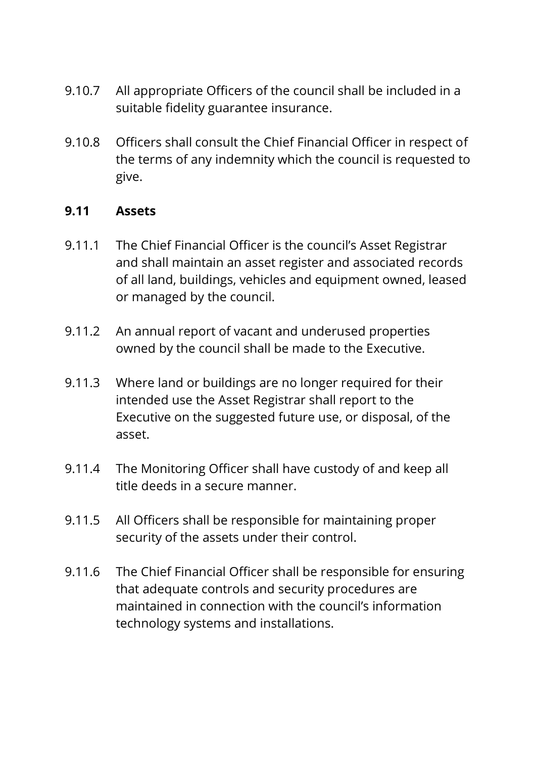9.10.7 All appropriate Officers of the council shall be included in a suitable fidelity guarantee insurance.

9.10.8 Officers shall consult the Chief Financial Officer in respect of the terms of any indemnity which the council is requested to give.

**9.11 Assets**

9.11.1 The Chief Financial Officer is the council's Asset Registrar and shall maintain an asset register and associated records of all land, buildings, vehicles and equipment owned, leased or managed by the council.

9.11.2 An annual report of vacant and underused properties owned by the council shall be made to the Executive.

9.11.3 Where land or buildings are no longer required for their intended use the Asset Registrar shall report to the Executive on the suggested future use, or disposal, of the asset.

9.11.4 The Monitoring Officer shall have custody of and keep all title deeds in a secure manner.

9.11.5 All Officers shall be responsible for maintaining proper security of the assets under their control.

9.11.6 The Chief Financial Officer shall be responsible for ensuring that adequate controls and security procedures are maintained in connection with the council's information technology systems and installations.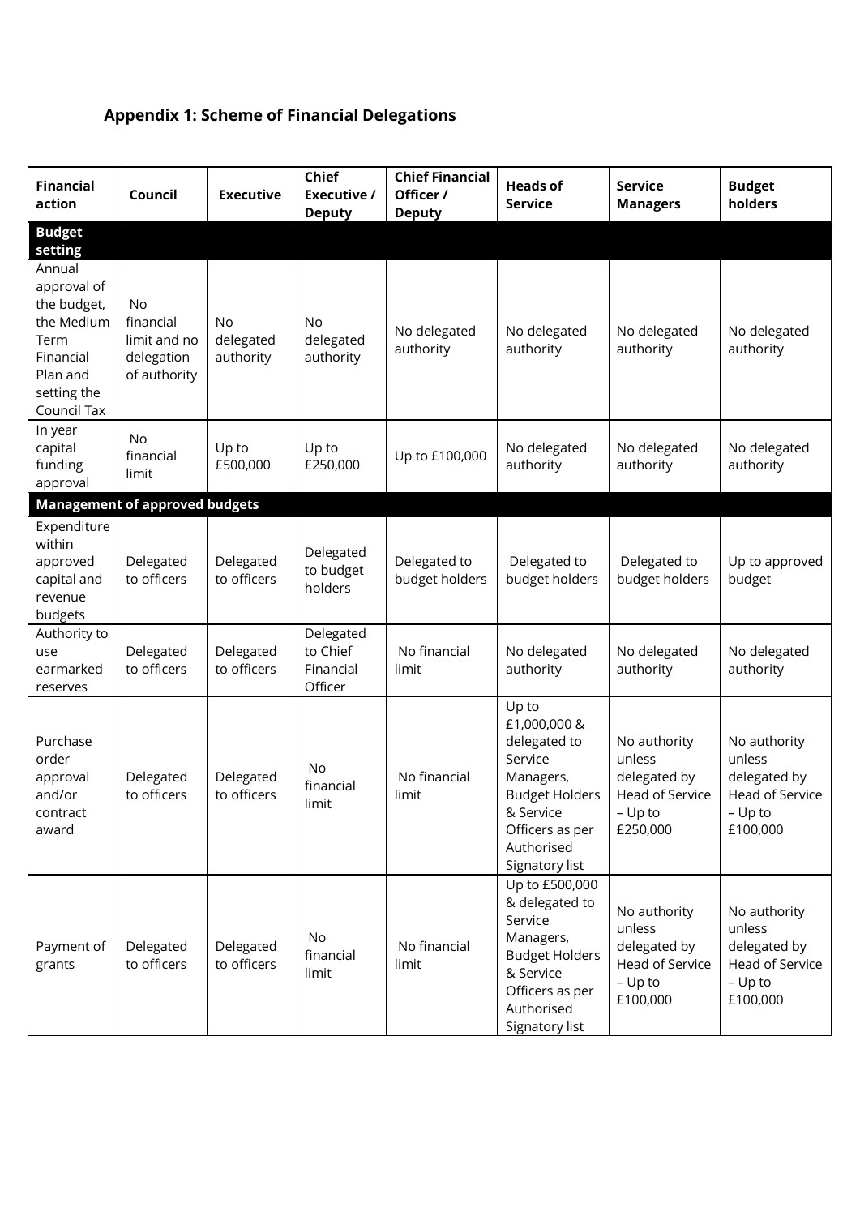## Appendix 1: Scheme of Financial Delegations

| Financial action | Council | Executive | Chief Executive / Deputy | Chief Financial Officer / Deputy | Heads of Service | Service Managers | Budget holders |
|---|---|---|---|---|---|---|---|
| **Budget setting** | | | | | | | |
| Annual approval of the budget, the Medium Term Financial Plan and setting the Council Tax | No financial limit and no delegation of authority | No delegated authority | No delegated authority | No delegated authority | No delegated authority | No delegated authority | No delegated authority |
| In year capital funding approval | No financial limit | Up to £500,000 | Up to £250,000 | Up to £100,000 | No delegated authority | No delegated authority | No delegated authority |
| **Management of approved budgets** | | | | | | | |
| Expenditure within approved capital and revenue budgets | Delegated to officers | Delegated to officers | Delegated to budget holders | Delegated to budget holders | Delegated to budget holders | Delegated to budget holders | Up to approved budget |
| Authority to use earmarked reserves | Delegated to officers | Delegated to officers | Delegated to Chief Financial Officer | No financial limit | No delegated authority | No delegated authority | No delegated authority |
| Purchase order approval and/or contract award | Delegated to officers | Delegated to officers | No financial limit | No financial limit | Up to £1,000,000 & delegated to Service Managers, Budget Holders & Service Officers as per Authorised Signatory list | No authority unless delegated by Head of Service – Up to £250,000 | No authority unless delegated by Head of Service – Up to £100,000 |
| Payment of grants | Delegated to officers | Delegated to officers | No financial limit | No financial limit | Up to £500,000 & delegated to Service Managers, Budget Holders & Service Officers as per Authorised Signatory list | No authority unless delegated by Head of Service – Up to £100,000 | No authority unless delegated by Head of Service – Up to £100,000 |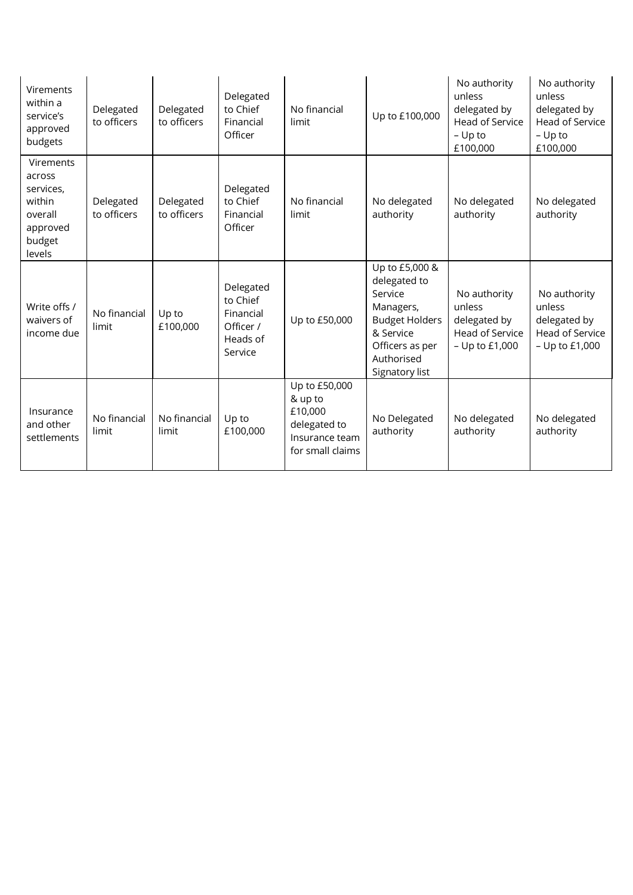| | | | | | | | |
|---|---|---|---|---|---|---|---|
| Virements within a service's approved budgets | Delegated to officers | Delegated to officers | Delegated to Chief Financial Officer | No financial limit | Up to £100,000 | No authority unless delegated by Head of Service – Up to £100,000 | No authority unless delegated by Head of Service – Up to £100,000 |
| Virements across services, within overall approved budget levels | Delegated to officers | Delegated to officers | Delegated to Chief Financial Officer | No financial limit | No delegated authority | No delegated authority | No delegated authority |
| Write offs / waivers of income due | No financial limit | Up to £100,000 | Delegated to Chief Financial Officer / Heads of Service | Up to £50,000 | Up to £5,000 & delegated to Service Managers, Budget Holders & Service Officers as per Authorised Signatory list | No authority unless delegated by Head of Service – Up to £1,000 | No authority unless delegated by Head of Service – Up to £1,000 |
| Insurance and other settlements | No financial limit | No financial limit | Up to £100,000 | Up to £50,000 & up to £10,000 delegated to Insurance team for small claims | No Delegated authority | No delegated authority | No delegated authority |